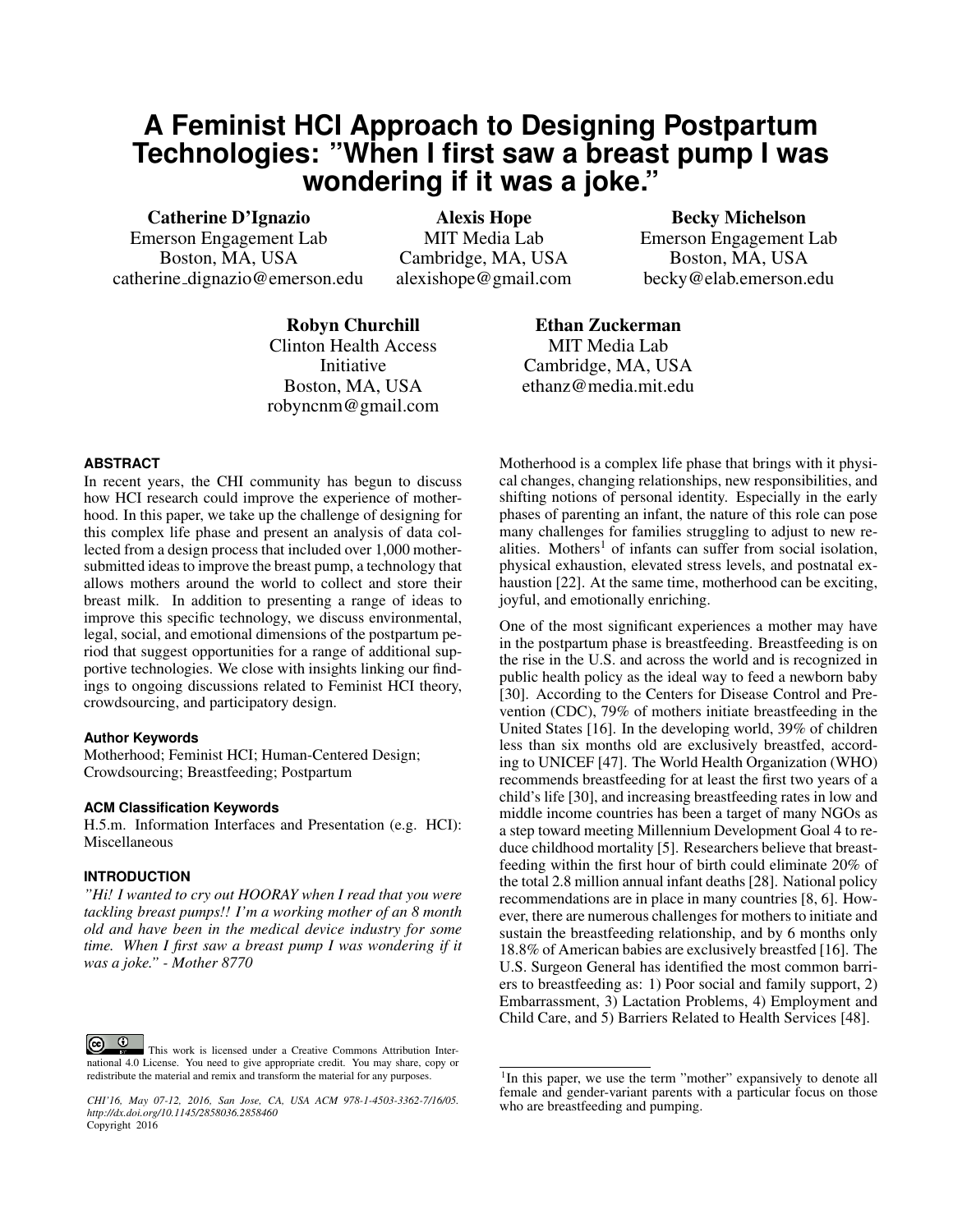# A Feminist HCI Approach to Designing Postpartum Technologies: "When I first saw a breast pump I was wondering if it was a joke."

**Catherine D'Ignazio**
Emerson Engagement Lab
Boston, MA, USA
catherine_dignazio@emerson.edu

**Alexis Hope**
MIT Media Lab
Cambridge, MA, USA
alexishope@gmail.com

**Becky Michelson**
Emerson Engagement Lab
Boston, MA, USA
becky@elab.emerson.edu

**Robyn Churchill**
Clinton Health Access Initiative
Boston, MA, USA
robyncnm@gmail.com

**Ethan Zuckerman**
MIT Media Lab
Cambridge, MA, USA
ethanz@media.mit.edu

## ABSTRACT

In recent years, the CHI community has begun to discuss how HCI research could improve the experience of motherhood. In this paper, we take up the challenge of designing for this complex life phase and present an analysis of data collected from a design process that included over 1,000 mother-submitted ideas to improve the breast pump, a technology that allows mothers around the world to collect and store their breast milk. In addition to presenting a range of ideas to improve this specific technology, we discuss environmental, legal, social, and emotional dimensions of the postpartum period that suggest opportunities for a range of additional supportive technologies. We close with insights linking our findings to ongoing discussions related to Feminist HCI theory, crowdsourcing, and participatory design.

### Author Keywords

Motherhood; Feminist HCI; Human-Centered Design; Crowdsourcing; Breastfeeding; Postpartum

### ACM Classification Keywords

H.5.m. Information Interfaces and Presentation (e.g. HCI): Miscellaneous

## INTRODUCTION

*"Hi! I wanted to cry out HOORAY when I read that you were tackling breast pumps!! I'm a working mother of an 8 month old and have been in the medical device industry for some time. When I first saw a breast pump I was wondering if it was a joke." - Mother 8770*

This work is licensed under a Creative Commons Attribution International 4.0 License. You need to give appropriate credit. You may share, copy or redistribute the material and remix and transform the material for any purposes.

*CHI'16, May 07-12, 2016, San Jose, CA, USA ACM 978-1-4503-3362-7/16/05. http://dx.doi.org/10.1145/2858036.2858460*
Copyright 2016

Motherhood is a complex life phase that brings with it physical changes, changing relationships, new responsibilities, and shifting notions of personal identity. Especially in the early phases of parenting an infant, the nature of this role can pose many challenges for families struggling to adjust to new realities. Mothers[1] of infants can suffer from social isolation, physical exhaustion, elevated stress levels, and postnatal exhaustion [22]. At the same time, motherhood can be exciting, joyful, and emotionally enriching.

One of the most significant experiences a mother may have in the postpartum phase is breastfeeding. Breastfeeding is on the rise in the U.S. and across the world and is recognized in public health policy as the ideal way to feed a newborn baby [30]. According to the Centers for Disease Control and Prevention (CDC), 79% of mothers initiate breastfeeding in the United States [16]. In the developing world, 39% of children less than six months old are exclusively breastfed, according to UNICEF [47]. The World Health Organization (WHO) recommends breastfeeding for at least the first two years of a child's life [30], and increasing breastfeeding rates in low and middle income countries has been a target of many NGOs as a step toward meeting Millennium Development Goal 4 to reduce childhood mortality [5]. Researchers believe that breastfeeding within the first hour of birth could eliminate 20% of the total 2.8 million annual infant deaths [28]. National policy recommendations are in place in many countries [8, 6]. However, there are numerous challenges for mothers to initiate and sustain the breastfeeding relationship, and by 6 months only 18.8% of American babies are exclusively breastfed [16]. The U.S. Surgeon General has identified the most common barriers to breastfeeding as: 1) Poor social and family support, 2) Embarrassment, 3) Lactation Problems, 4) Employment and Child Care, and 5) Barriers Related to Health Services [48].

[1] In this paper, we use the term "mother" expansively to denote all female and gender-variant parents with a particular focus on those who are breastfeeding and pumping.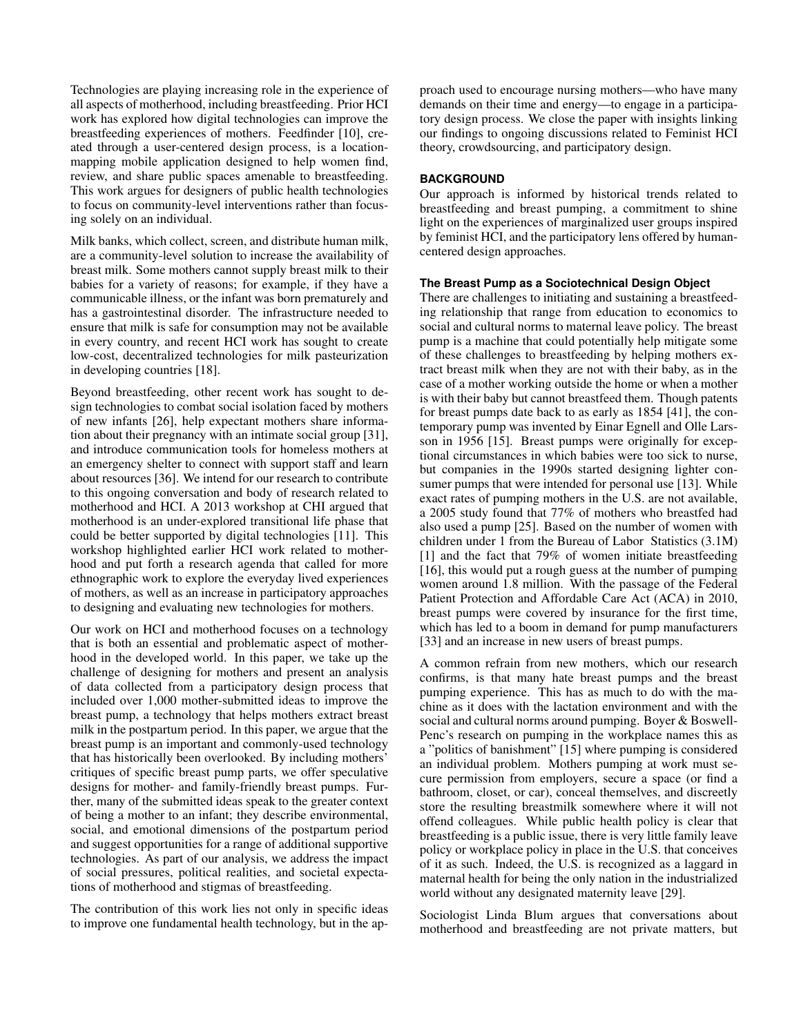Technologies are playing increasing role in the experience of all aspects of motherhood, including breastfeeding. Prior HCI work has explored how digital technologies can improve the breastfeeding experiences of mothers. Feedfinder [10], created through a user-centered design process, is a location-mapping mobile application designed to help women find, review, and share public spaces amenable to breastfeeding. This work argues for designers of public health technologies to focus on community-level interventions rather than focusing solely on an individual.

Milk banks, which collect, screen, and distribute human milk, are a community-level solution to increase the availability of breast milk. Some mothers cannot supply breast milk to their babies for a variety of reasons; for example, if they have a communicable illness, or the infant was born prematurely and has a gastrointestinal disorder. The infrastructure needed to ensure that milk is safe for consumption may not be available in every country, and recent HCI work has sought to create low-cost, decentralized technologies for milk pasteurization in developing countries [18].

Beyond breastfeeding, other recent work has sought to design technologies to combat social isolation faced by mothers of new infants [26], help expectant mothers share information about their pregnancy with an intimate social group [31], and introduce communication tools for homeless mothers at an emergency shelter to connect with support staff and learn about resources [36]. We intend for our research to contribute to this ongoing conversation and body of research related to motherhood and HCI. A 2013 workshop at CHI argued that motherhood is an under-explored transitional life phase that could be better supported by digital technologies [11]. This workshop highlighted earlier HCI work related to motherhood and put forth a research agenda that called for more ethnographic work to explore the everyday lived experiences of mothers, as well as an increase in participatory approaches to designing and evaluating new technologies for mothers.

Our work on HCI and motherhood focuses on a technology that is both an essential and problematic aspect of motherhood in the developed world. In this paper, we take up the challenge of designing for mothers and present an analysis of data collected from a participatory design process that included over 1,000 mother-submitted ideas to improve the breast pump, a technology that helps mothers extract breast milk in the postpartum period. In this paper, we argue that the breast pump is an important and commonly-used technology that has historically been overlooked. By including mothers' critiques of specific breast pump parts, we offer speculative designs for mother- and family-friendly breast pumps. Further, many of the submitted ideas speak to the greater context of being a mother to an infant; they describe environmental, social, and emotional dimensions of the postpartum period and suggest opportunities for a range of additional supportive technologies. As part of our analysis, we address the impact of social pressures, political realities, and societal expectations of motherhood and stigmas of breastfeeding.

The contribution of this work lies not only in specific ideas to improve one fundamental health technology, but in the approach used to encourage nursing mothers—who have many demands on their time and energy—to engage in a participatory design process. We close the paper with insights linking our findings to ongoing discussions related to Feminist HCI theory, crowdsourcing, and participatory design.

## BACKGROUND

Our approach is informed by historical trends related to breastfeeding and breast pumping, a commitment to shine light on the experiences of marginalized user groups inspired by feminist HCI, and the participatory lens offered by human-centered design approaches.

### The Breast Pump as a Sociotechnical Design Object

There are challenges to initiating and sustaining a breastfeeding relationship that range from education to economics to social and cultural norms to maternal leave policy. The breast pump is a machine that could potentially help mitigate some of these challenges to breastfeeding by helping mothers extract breast milk when they are not with their baby, as in the case of a mother working outside the home or when a mother is with their baby but cannot breastfeed them. Though patents for breast pumps date back to as early as 1854 [41], the contemporary pump was invented by Einar Egnell and Olle Larsson in 1956 [15]. Breast pumps were originally for exceptional circumstances in which babies were too sick to nurse, but companies in the 1990s started designing lighter consumer pumps that were intended for personal use [13]. While exact rates of pumping mothers in the U.S. are not available, a 2005 study found that 77% of mothers who breastfed had also used a pump [25]. Based on the number of women with children under 1 from the Bureau of Labor Statistics (3.1M) [1] and the fact that 79% of women initiate breastfeeding [16], this would put a rough guess at the number of pumping women around 1.8 million. With the passage of the Federal Patient Protection and Affordable Care Act (ACA) in 2010, breast pumps were covered by insurance for the first time, which has led to a boom in demand for pump manufacturers [33] and an increase in new users of breast pumps.

A common refrain from new mothers, which our research confirms, is that many hate breast pumps and the breast pumping experience. This has as much to do with the machine as it does with the lactation environment and with the social and cultural norms around pumping. Boyer & Boswell-Penc's research on pumping in the workplace names this as a "politics of banishment" [15] where pumping is considered an individual problem. Mothers pumping at work must secure permission from employers, secure a space (or find a bathroom, closet, or car), conceal themselves, and discreetly store the resulting breastmilk somewhere where it will not offend colleagues. While public health policy is clear that breastfeeding is a public issue, there is very little family leave policy or workplace policy in place in the U.S. that conceives of it as such. Indeed, the U.S. is recognized as a laggard in maternal health for being the only nation in the industrialized world without any designated maternity leave [29].

Sociologist Linda Blum argues that conversations about motherhood and breastfeeding are not private matters, but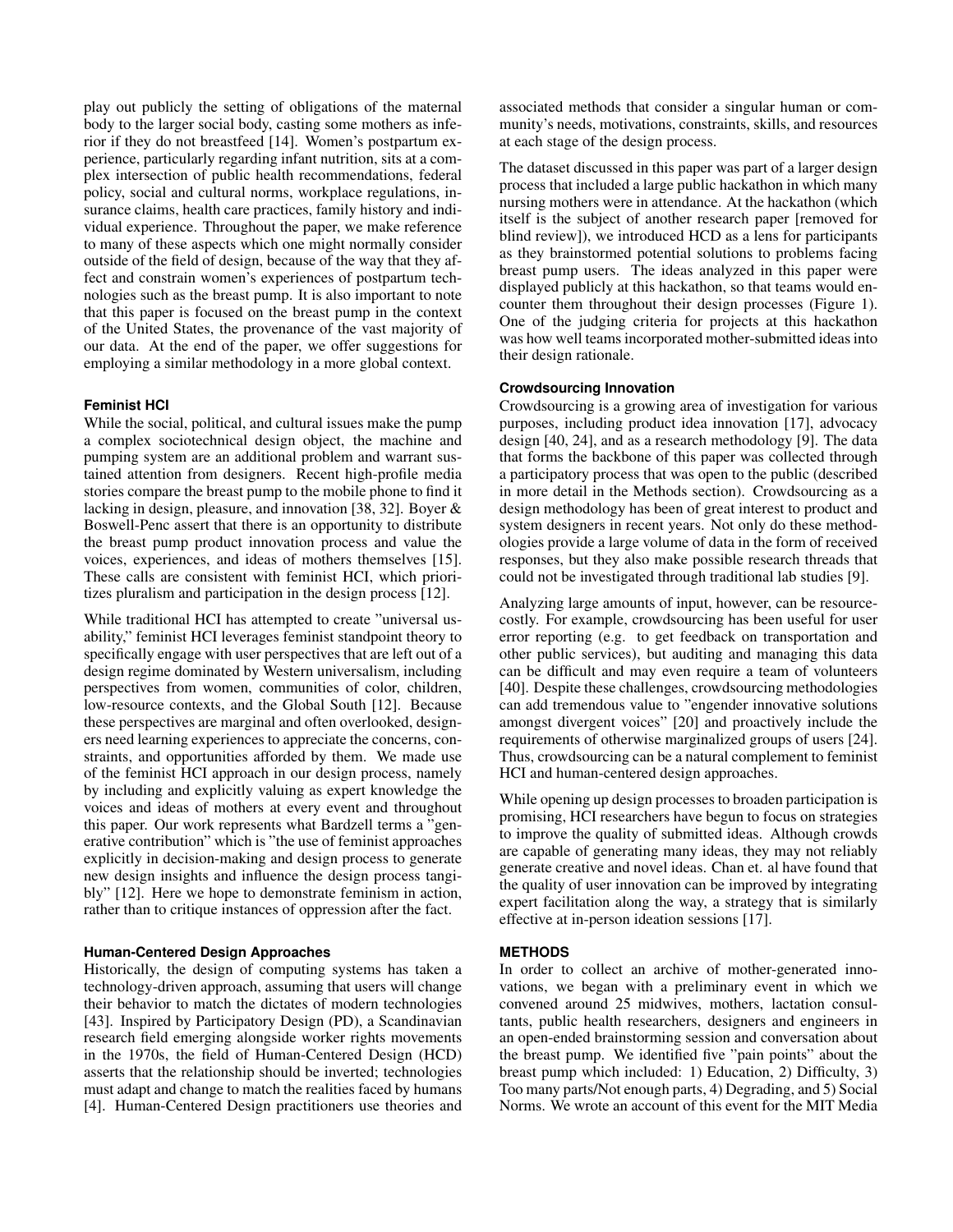play out publicly the setting of obligations of the maternal body to the larger social body, casting some mothers as inferior if they do not breastfeed [14]. Women's postpartum experience, particularly regarding infant nutrition, sits at a complex intersection of public health recommendations, federal policy, social and cultural norms, workplace regulations, insurance claims, health care practices, family history and individual experience. Throughout the paper, we make reference to many of these aspects which one might normally consider outside of the field of design, because of the way that they affect and constrain women's experiences of postpartum technologies such as the breast pump. It is also important to note that this paper is focused on the breast pump in the context of the United States, the provenance of the vast majority of our data. At the end of the paper, we offer suggestions for employing a similar methodology in a more global context.

### Feminist HCI

While the social, political, and cultural issues make the pump a complex sociotechnical design object, the machine and pumping system are an additional problem and warrant sustained attention from designers. Recent high-profile media stories compare the breast pump to the mobile phone to find it lacking in design, pleasure, and innovation [38, 32]. Boyer & Boswell-Penc assert that there is an opportunity to distribute the breast pump product innovation process and value the voices, experiences, and ideas of mothers themselves [15]. These calls are consistent with feminist HCI, which prioritizes pluralism and participation in the design process [12].

While traditional HCI has attempted to create "universal usability," feminist HCI leverages feminist standpoint theory to specifically engage with user perspectives that are left out of a design regime dominated by Western universalism, including perspectives from women, communities of color, children, low-resource contexts, and the Global South [12]. Because these perspectives are marginal and often overlooked, designers need learning experiences to appreciate the concerns, constraints, and opportunities afforded by them. We made use of the feminist HCI approach in our design process, namely by including and explicitly valuing as expert knowledge the voices and ideas of mothers at every event and throughout this paper. Our work represents what Bardzell terms a "generative contribution" which is "the use of feminist approaches explicitly in decision-making and design process to generate new design insights and influence the design process tangibly" [12]. Here we hope to demonstrate feminism in action, rather than to critique instances of oppression after the fact.

### Human-Centered Design Approaches

Historically, the design of computing systems has taken a technology-driven approach, assuming that users will change their behavior to match the dictates of modern technologies [43]. Inspired by Participatory Design (PD), a Scandinavian research field emerging alongside worker rights movements in the 1970s, the field of Human-Centered Design (HCD) asserts that the relationship should be inverted; technologies must adapt and change to match the realities faced by humans [4]. Human-Centered Design practitioners use theories and associated methods that consider a singular human or community's needs, motivations, constraints, skills, and resources at each stage of the design process.

The dataset discussed in this paper was part of a larger design process that included a large public hackathon in which many nursing mothers were in attendance. At the hackathon (which itself is the subject of another research paper [removed for blind review]), we introduced HCD as a lens for participants as they brainstormed potential solutions to problems facing breast pump users. The ideas analyzed in this paper were displayed publicly at this hackathon, so that teams would encounter them throughout their design processes (Figure 1). One of the judging criteria for projects at this hackathon was how well teams incorporated mother-submitted ideas into their design rationale.

### Crowdsourcing Innovation

Crowdsourcing is a growing area of investigation for various purposes, including product idea innovation [17], advocacy design [40, 24], and as a research methodology [9]. The data that forms the backbone of this paper was collected through a participatory process that was open to the public (described in more detail in the Methods section). Crowdsourcing as a design methodology has been of great interest to product and system designers in recent years. Not only do these methodologies provide a large volume of data in the form of received responses, but they also make possible research threads that could not be investigated through traditional lab studies [9].

Analyzing large amounts of input, however, can be resource-costly. For example, crowdsourcing has been useful for user error reporting (e.g. to get feedback on transportation and other public services), but auditing and managing this data can be difficult and may even require a team of volunteers [40]. Despite these challenges, crowdsourcing methodologies can add tremendous value to "engender innovative solutions amongst divergent voices" [20] and proactively include the requirements of otherwise marginalized groups of users [24]. Thus, crowdsourcing can be a natural complement to feminist HCI and human-centered design approaches.

While opening up design processes to broaden participation is promising, HCI researchers have begun to focus on strategies to improve the quality of submitted ideas. Although crowds are capable of generating many ideas, they may not reliably generate creative and novel ideas. Chan et. al have found that the quality of user innovation can be improved by integrating expert facilitation along the way, a strategy that is similarly effective at in-person ideation sessions [17].

## METHODS

In order to collect an archive of mother-generated innovations, we began with a preliminary event in which we convened around 25 midwives, mothers, lactation consultants, public health researchers, designers and engineers in an open-ended brainstorming session and conversation about the breast pump. We identified five "pain points" about the breast pump which included: 1) Education, 2) Difficulty, 3) Too many parts/Not enough parts, 4) Degrading, and 5) Social Norms. We wrote an account of this event for the MIT Media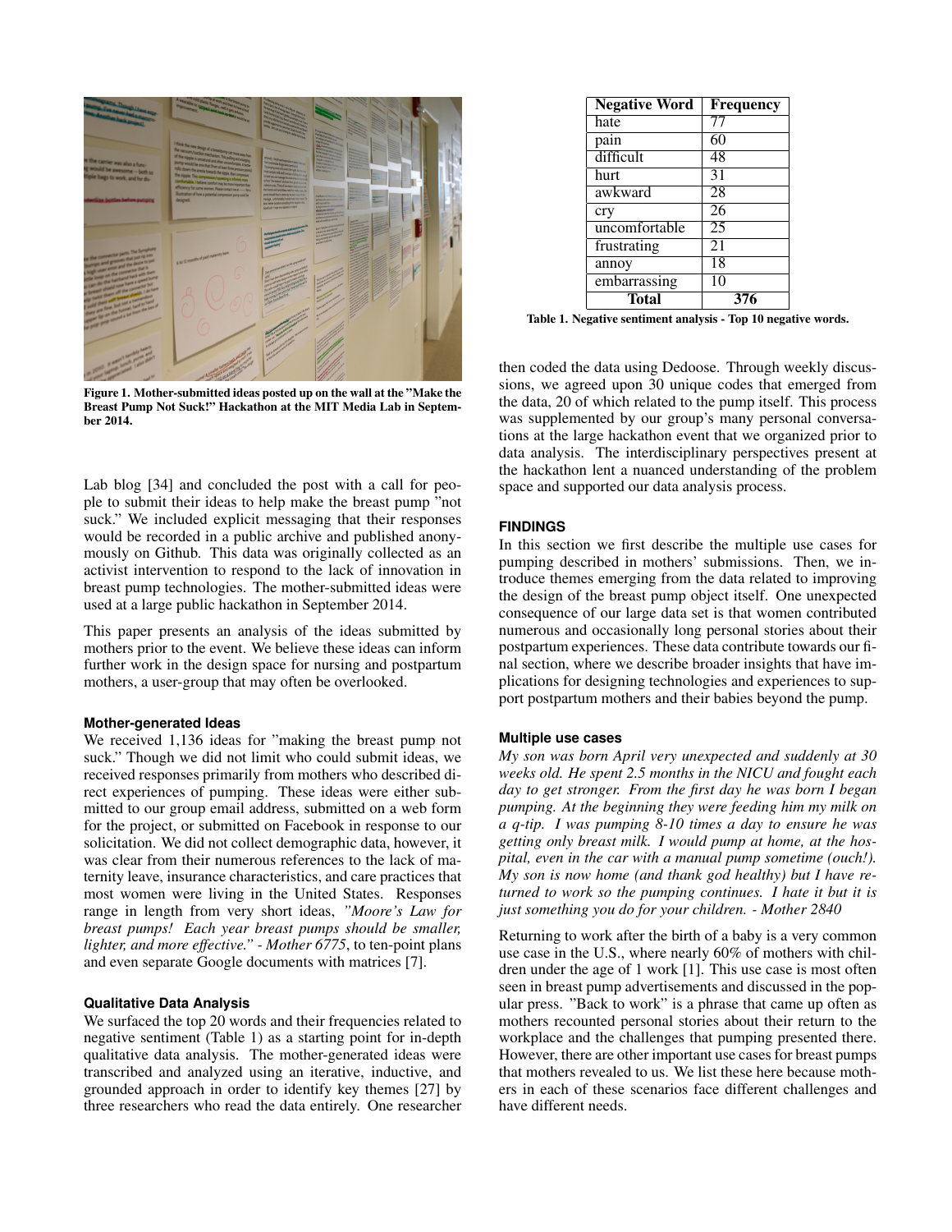Figure 1. Mother-submitted ideas posted up on the wall at the "Make the Breast Pump Not Suck!" Hackathon at the MIT Media Lab in September 2014.

Lab blog [34] and concluded the post with a call for people to submit their ideas to help make the breast pump "not suck." We included explicit messaging that their responses would be recorded in a public archive and published anonymously on Github. This data was originally collected as an activist intervention to respond to the lack of innovation in breast pump technologies. The mother-submitted ideas were used at a large public hackathon in September 2014.

This paper presents an analysis of the ideas submitted by mothers prior to the event. We believe these ideas can inform further work in the design space for nursing and postpartum mothers, a user-group that may often be overlooked.

### Mother-generated Ideas

We received 1,136 ideas for "making the breast pump not suck." Though we did not limit who could submit ideas, we received responses primarily from mothers who described direct experiences of pumping. These ideas were either submitted to our group email address, submitted on a web form for the project, or submitted on Facebook in response to our solicitation. We did not collect demographic data, however, it was clear from their numerous references to the lack of maternity leave, insurance characteristics, and care practices that most women were living in the United States. Responses range in length from very short ideas, *"Moore's Law for breast pumps! Each year breast pumps should be smaller, lighter, and more effective." - Mother 6775*, to ten-point plans and even separate Google documents with matrices [7].

### Qualitative Data Analysis

We surfaced the top 20 words and their frequencies related to negative sentiment (Table 1) as a starting point for in-depth qualitative data analysis. The mother-generated ideas were transcribed and analyzed using an iterative, inductive, and grounded approach in order to identify key themes [27] by three researchers who read the data entirely. One researcher then coded the data using Dedoose. Through weekly discussions, we agreed upon 30 unique codes that emerged from the data, 20 of which related to the pump itself. This process was supplemented by our group's many personal conversations at the large hackathon event that we organized prior to data analysis. The interdisciplinary perspectives present at the hackathon lent a nuanced understanding of the problem space and supported our data analysis process.

| Negative Word | Frequency |
|---|---|
| hate | 77 |
| pain | 60 |
| difficult | 48 |
| hurt | 31 |
| awkward | 28 |
| cry | 26 |
| uncomfortable | 25 |
| frustrating | 21 |
| annoy | 18 |
| embarrassing | 10 |
| **Total** | **376** |

Table 1. Negative sentiment analysis - Top 10 negative words.

## FINDINGS

In this section we first describe the multiple use cases for pumping described in mothers' submissions. Then, we introduce themes emerging from the data related to improving the design of the breast pump object itself. One unexpected consequence of our large data set is that women contributed numerous and occasionally long personal stories about their postpartum experiences. These data contribute towards our final section, where we describe broader insights that have implications for designing technologies and experiences to support postpartum mothers and their babies beyond the pump.

### Multiple use cases

*My son was born April very unexpected and suddenly at 30 weeks old. He spent 2.5 months in the NICU and fought each day to get stronger. From the first day he was born I began pumping. At the beginning they were feeding him my milk on a q-tip. I was pumping 8-10 times a day to ensure he was getting only breast milk. I would pump at home, at the hospital, even in the car with a manual pump sometime (ouch!). My son is now home (and thank god healthy) but I have returned to work so the pumping continues. I hate it but it is just something you do for your children. - Mother 2840*

Returning to work after the birth of a baby is a very common use case in the U.S., where nearly 60% of mothers with children under the age of 1 work [1]. This use case is most often seen in breast pump advertisements and discussed in the popular press. "Back to work" is a phrase that came up often as mothers recounted personal stories about their return to the workplace and the challenges that pumping presented there. However, there are other important use cases for breast pumps that mothers revealed to us. We list these here because mothers in each of these scenarios face different challenges and have different needs.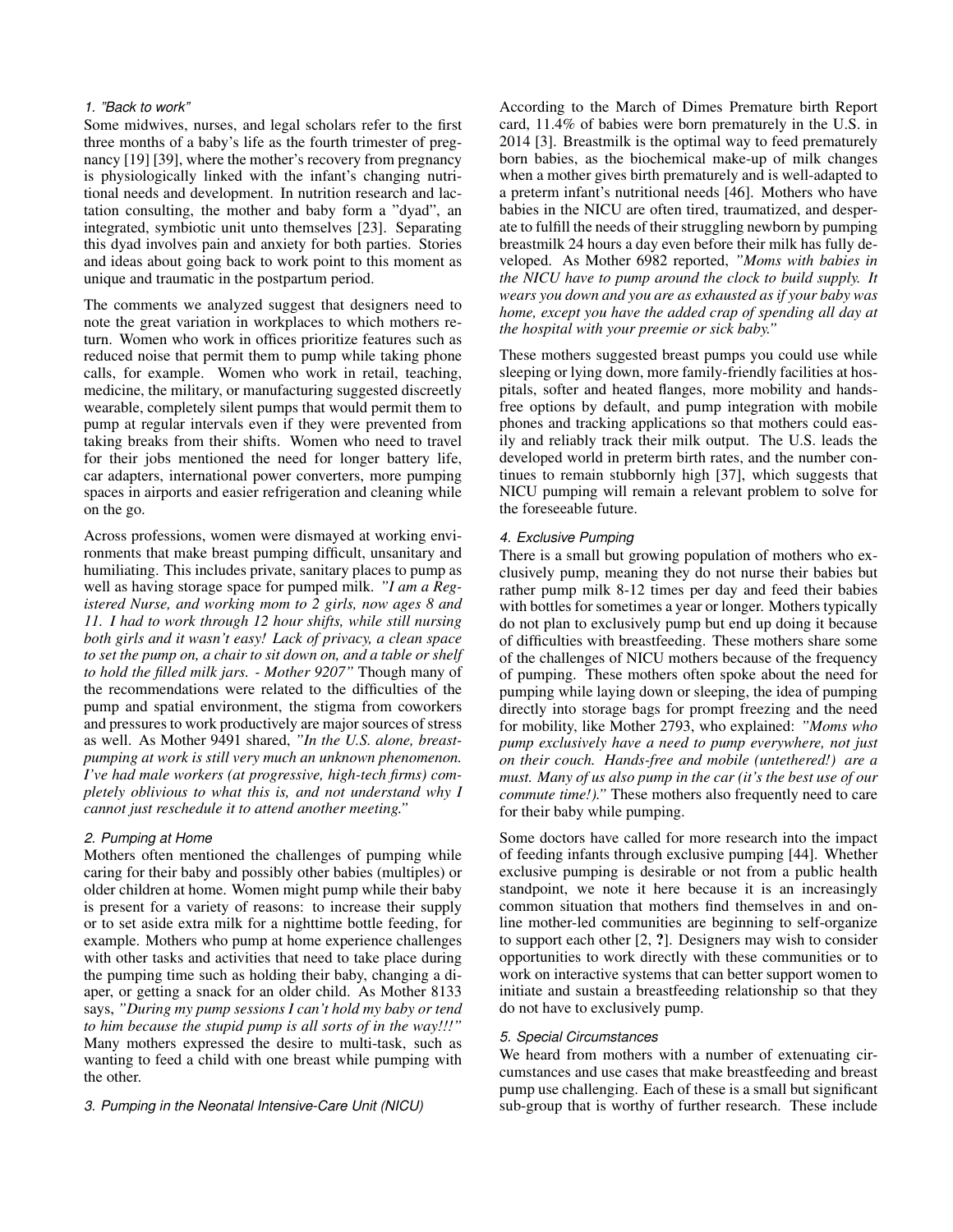#### 1. "Back to work"

Some midwives, nurses, and legal scholars refer to the first three months of a baby's life as the fourth trimester of pregnancy [19] [39], where the mother's recovery from pregnancy is physiologically linked with the infant's changing nutritional needs and development. In nutrition research and lactation consulting, the mother and baby form a "dyad", an integrated, symbiotic unit unto themselves [23]. Separating this dyad involves pain and anxiety for both parties. Stories and ideas about going back to work point to this moment as unique and traumatic in the postpartum period.

The comments we analyzed suggest that designers need to note the great variation in workplaces to which mothers return. Women who work in offices prioritize features such as reduced noise that permit them to pump while taking phone calls, for example. Women who work in retail, teaching, medicine, the military, or manufacturing suggested discreetly wearable, completely silent pumps that would permit them to pump at regular intervals even if they were prevented from taking breaks from their shifts. Women who need to travel for their jobs mentioned the need for longer battery life, car adapters, international power converters, more pumping spaces in airports and easier refrigeration and cleaning while on the go.

Across professions, women were dismayed at working environments that make breast pumping difficult, unsanitary and humiliating. This includes private, sanitary places to pump as well as having storage space for pumped milk. *"I am a Registered Nurse, and working mom to 2 girls, now ages 8 and 11. I had to work through 12 hour shifts, while still nursing both girls and it wasn't easy! Lack of privacy, a clean space to set the pump on, a chair to sit down on, and a table or shelf to hold the filled milk jars. - Mother 9207"* Though many of the recommendations were related to the difficulties of the pump and spatial environment, the stigma from coworkers and pressures to work productively are major sources of stress as well. As Mother 9491 shared, *"In the U.S. alone, breast-pumping at work is still very much an unknown phenomenon. I've had male workers (at progressive, high-tech firms) completely oblivious to what this is, and not understand why I cannot just reschedule it to attend another meeting."*

#### 2. Pumping at Home

Mothers often mentioned the challenges of pumping while caring for their baby and possibly other babies (multiples) or older children at home. Women might pump while their baby is present for a variety of reasons: to increase their supply or to set aside extra milk for a nighttime bottle feeding, for example. Mothers who pump at home experience challenges with other tasks and activities that need to take place during the pumping time such as holding their baby, changing a diaper, or getting a snack for an older child. As Mother 8133 says, *"During my pump sessions I can't hold my baby or tend to him because the stupid pump is all sorts of in the way!!!"* Many mothers expressed the desire to multi-task, such as wanting to feed a child with one breast while pumping with the other.

#### 3. Pumping in the Neonatal Intensive-Care Unit (NICU)

According to the March of Dimes Premature birth Report card, 11.4% of babies were born prematurely in the U.S. in 2014 [3]. Breastmilk is the optimal way to feed prematurely born babies, as the biochemical make-up of milk changes when a mother gives birth prematurely and is well-adapted to a preterm infant's nutritional needs [46]. Mothers who have babies in the NICU are often tired, traumatized, and desperate to fulfill the needs of their struggling newborn by pumping breastmilk 24 hours a day even before their milk has fully developed. As Mother 6982 reported, *"Moms with babies in the NICU have to pump around the clock to build supply. It wears you down and you are as exhausted as if your baby was home, except you have the added crap of spending all day at the hospital with your preemie or sick baby."*

These mothers suggested breast pumps you could use while sleeping or lying down, more family-friendly facilities at hospitals, softer and heated flanges, more mobility and hands-free options by default, and pump integration with mobile phones and tracking applications so that mothers could easily and reliably track their milk output. The U.S. leads the developed world in preterm birth rates, and the number continues to remain stubbornly high [37], which suggests that NICU pumping will remain a relevant problem to solve for the foreseeable future.

#### 4. Exclusive Pumping

There is a small but growing population of mothers who exclusively pump, meaning they do not nurse their babies but rather pump milk 8-12 times per day and feed their babies with bottles for sometimes a year or longer. Mothers typically do not plan to exclusively pump but end up doing it because of difficulties with breastfeeding. These mothers share some of the challenges of NICU mothers because of the frequency of pumping. These mothers often spoke about the need for pumping while laying down or sleeping, the idea of pumping directly into storage bags for prompt freezing and the need for mobility, like Mother 2793, who explained: *"Moms who pump exclusively have a need to pump everywhere, not just on their couch. Hands-free and mobile (untethered!) are a must. Many of us also pump in the car (it's the best use of our commute time!)."* These mothers also frequently need to care for their baby while pumping.

Some doctors have called for more research into the impact of feeding infants through exclusive pumping [44]. Whether exclusive pumping is desirable or not from a public health standpoint, we note it here because it is an increasingly common situation that mothers find themselves in and online mother-led communities are beginning to self-organize to support each other [2, **?**]. Designers may wish to consider opportunities to work directly with these communities or to work on interactive systems that can better support women to initiate and sustain a breastfeeding relationship so that they do not have to exclusively pump.

#### 5. Special Circumstances

We heard from mothers with a number of extenuating circumstances and use cases that make breastfeeding and breast pump use challenging. Each of these is a small but significant sub-group that is worthy of further research. These include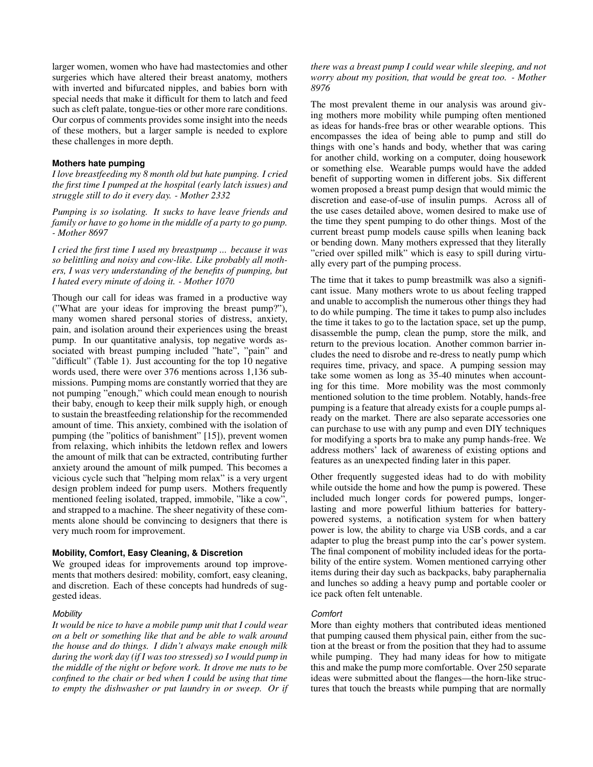larger women, women who have had mastectomies and other surgeries which have altered their breast anatomy, mothers with inverted and bifurcated nipples, and babies born with special needs that make it difficult for them to latch and feed such as cleft palate, tongue-ties or other more rare conditions. Our corpus of comments provides some insight into the needs of these mothers, but a larger sample is needed to explore these challenges in more depth.

### Mothers hate pumping

*I love breastfeeding my 8 month old but hate pumping. I cried the first time I pumped at the hospital (early latch issues) and struggle still to do it every day. - Mother 2332*

*Pumping is so isolating. It sucks to have leave friends and family or have to go home in the middle of a party to go pump. - Mother 8697*

*I cried the first time I used my breastpump ... because it was so belittling and noisy and cow-like. Like probably all mothers, I was very understanding of the benefits of pumping, but I hated every minute of doing it. - Mother 1070*

Though our call for ideas was framed in a productive way ("What are your ideas for improving the breast pump?"), many women shared personal stories of distress, anxiety, pain, and isolation around their experiences using the breast pump. In our quantitative analysis, top negative words associated with breast pumping included "hate", "pain" and "difficult" (Table 1). Just accounting for the top 10 negative words used, there were over 376 mentions across 1,136 submissions. Pumping moms are constantly worried that they are not pumping "enough," which could mean enough to nourish their baby, enough to keep their milk supply high, or enough to sustain the breastfeeding relationship for the recommended amount of time. This anxiety, combined with the isolation of pumping (the "politics of banishment" [15]), prevent women from relaxing, which inhibits the letdown reflex and lowers the amount of milk that can be extracted, contributing further anxiety around the amount of milk pumped. This becomes a vicious cycle such that "helping mom relax" is a very urgent design problem indeed for pump users. Mothers frequently mentioned feeling isolated, trapped, immobile, "like a cow", and strapped to a machine. The sheer negativity of these comments alone should be convincing to designers that there is very much room for improvement.

### Mobility, Comfort, Easy Cleaning, & Discretion

We grouped ideas for improvements around top improvements that mothers desired: mobility, comfort, easy cleaning, and discretion. Each of these concepts had hundreds of suggested ideas.

#### *Mobility*

*It would be nice to have a mobile pump unit that I could wear on a belt or something like that and be able to walk around the house and do things. I didn't always make enough milk during the work day (if I was too stressed) so I would pump in the middle of the night or before work. It drove me nuts to be confined to the chair or bed when I could be using that time to empty the dishwasher or put laundry in or sweep. Or if there was a breast pump I could wear while sleeping, and not worry about my position, that would be great too. - Mother 8976*

The most prevalent theme in our analysis was around giving mothers more mobility while pumping often mentioned as ideas for hands-free bras or other wearable options. This encompasses the idea of being able to pump and still do things with one's hands and body, whether that was caring for another child, working on a computer, doing housework or something else. Wearable pumps would have the added benefit of supporting women in different jobs. Six different women proposed a breast pump design that would mimic the discretion and ease-of-use of insulin pumps. Across all of the use cases detailed above, women desired to make use of the time they spent pumping to do other things. Most of the current breast pump models cause spills when leaning back or bending down. Many mothers expressed that they literally "cried over spilled milk" which is easy to spill during virtually every part of the pumping process.

The time that it takes to pump breastmilk was also a significant issue. Many mothers wrote to us about feeling trapped and unable to accomplish the numerous other things they had to do while pumping. The time it takes to pump also includes the time it takes to go to the lactation space, set up the pump, disassemble the pump, clean the pump, store the milk, and return to the previous location. Another common barrier includes the need to disrobe and re-dress to neatly pump which requires time, privacy, and space. A pumping session may take some women as long as 35-40 minutes when accounting for this time. More mobility was the most commonly mentioned solution to the time problem. Notably, hands-free pumping is a feature that already exists for a couple pumps already on the market. There are also separate accessories one can purchase to use with any pump and even DIY techniques for modifying a sports bra to make any pump hands-free. We address mothers' lack of awareness of existing options and features as an unexpected finding later in this paper.

Other frequently suggested ideas had to do with mobility while outside the home and how the pump is powered. These included much longer cords for powered pumps, longer-lasting and more powerful lithium batteries for battery-powered systems, a notification system for when battery power is low, the ability to charge via USB cords, and a car adapter to plug the breast pump into the car's power system. The final component of mobility included ideas for the portability of the entire system. Women mentioned carrying other items during their day such as backpacks, baby paraphernalia and lunches so adding a heavy pump and portable cooler or ice pack often felt untenable.

#### *Comfort*

More than eighty mothers that contributed ideas mentioned that pumping caused them physical pain, either from the suction at the breast or from the position that they had to assume while pumping. They had many ideas for how to mitigate this and make the pump more comfortable. Over 250 separate ideas were submitted about the flanges—the horn-like structures that touch the breasts while pumping that are normally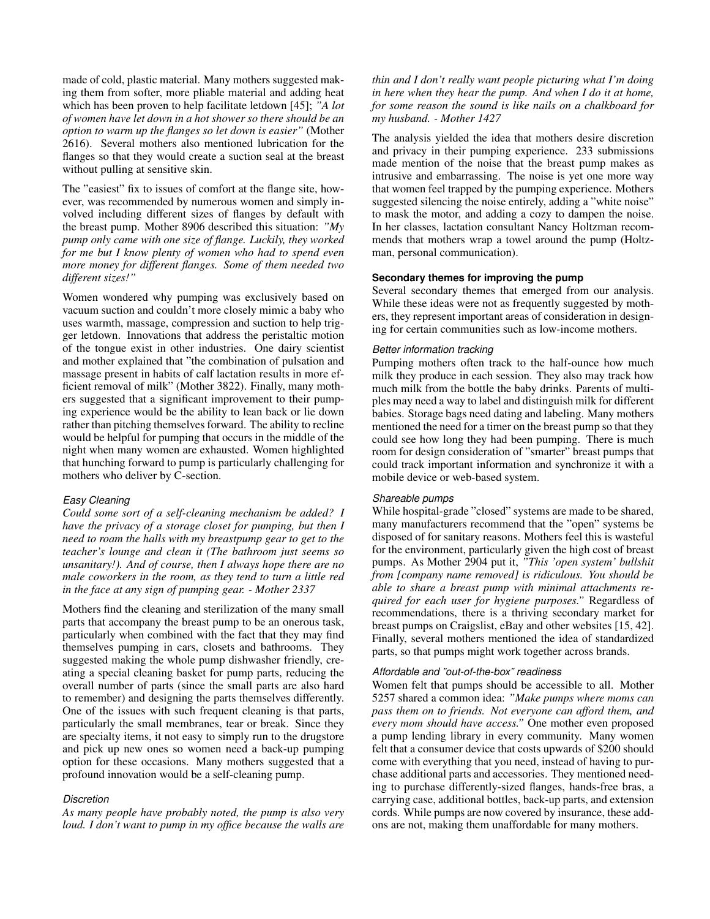made of cold, plastic material. Many mothers suggested making them from softer, more pliable material and adding heat which has been proven to help facilitate letdown [45]; *"A lot of women have let down in a hot shower so there should be an option to warm up the flanges so let down is easier"* (Mother 2616). Several mothers also mentioned lubrication for the flanges so that they would create a suction seal at the breast without pulling at sensitive skin.

The "easiest" fix to issues of comfort at the flange site, however, was recommended by numerous women and simply involved including different sizes of flanges by default with the breast pump. Mother 8906 described this situation: *"My pump only came with one size of flange. Luckily, they worked for me but I know plenty of women who had to spend even more money for different flanges. Some of them needed two different sizes!"*

Women wondered why pumping was exclusively based on vacuum suction and couldn't more closely mimic a baby who uses warmth, massage, compression and suction to help trigger letdown. Innovations that address the peristaltic motion of the tongue exist in other industries. One dairy scientist and mother explained that "the combination of pulsation and massage present in habits of calf lactation results in more efficient removal of milk" (Mother 3822). Finally, many mothers suggested that a significant improvement to their pumping experience would be the ability to lean back or lie down rather than pitching themselves forward. The ability to recline would be helpful for pumping that occurs in the middle of the night when many women are exhausted. Women highlighted that hunching forward to pump is particularly challenging for mothers who deliver by C-section.

#### *Easy Cleaning*

*Could some sort of a self-cleaning mechanism be added? I have the privacy of a storage closet for pumping, but then I need to roam the halls with my breastpump gear to get to the teacher's lounge and clean it (The bathroom just seems so unsanitary!). And of course, then I always hope there are no male coworkers in the room, as they tend to turn a little red in the face at any sign of pumping gear. - Mother 2337*

Mothers find the cleaning and sterilization of the many small parts that accompany the breast pump to be an onerous task, particularly when combined with the fact that they may find themselves pumping in cars, closets and bathrooms. They suggested making the whole pump dishwasher friendly, creating a special cleaning basket for pump parts, reducing the overall number of parts (since the small parts are also hard to remember) and designing the parts themselves differently. One of the issues with such frequent cleaning is that parts, particularly the small membranes, tear or break. Since they are specialty items, it not easy to simply run to the drugstore and pick up new ones so women need a back-up pumping option for these occasions. Many mothers suggested that a profound innovation would be a self-cleaning pump.

#### *Discretion*

*As many people have probably noted, the pump is also very loud. I don't want to pump in my office because the walls are thin and I don't really want people picturing what I'm doing in here when they hear the pump. And when I do it at home, for some reason the sound is like nails on a chalkboard for my husband. - Mother 1427*

The analysis yielded the idea that mothers desire discretion and privacy in their pumping experience. 233 submissions made mention of the noise that the breast pump makes as intrusive and embarrassing. The noise is yet one more way that women feel trapped by the pumping experience. Mothers suggested silencing the noise entirely, adding a "white noise" to mask the motor, and adding a cozy to dampen the noise. In her classes, lactation consultant Nancy Holtzman recommends that mothers wrap a towel around the pump (Holtzman, personal communication).

### **Secondary themes for improving the pump**

Several secondary themes that emerged from our analysis. While these ideas were not as frequently suggested by mothers, they represent important areas of consideration in designing for certain communities such as low-income mothers.

#### *Better information tracking*

Pumping mothers often track to the half-ounce how much milk they produce in each session. They also may track how much milk from the bottle the baby drinks. Parents of multiples may need a way to label and distinguish milk for different babies. Storage bags need dating and labeling. Many mothers mentioned the need for a timer on the breast pump so that they could see how long they had been pumping. There is much room for design consideration of "smarter" breast pumps that could track important information and synchronize it with a mobile device or web-based system.

#### *Shareable pumps*

While hospital-grade "closed" systems are made to be shared, many manufacturers recommend that the "open" systems be disposed of for sanitary reasons. Mothers feel this is wasteful for the environment, particularly given the high cost of breast pumps. As Mother 2904 put it, *"This 'open system' bullshit from [company name removed] is ridiculous. You should be able to share a breast pump with minimal attachments required for each user for hygiene purposes."* Regardless of recommendations, there is a thriving secondary market for breast pumps on Craigslist, eBay and other websites [15, 42]. Finally, several mothers mentioned the idea of standardized parts, so that pumps might work together across brands.

#### *Affordable and "out-of-the-box" readiness*

Women felt that pumps should be accessible to all. Mother 5257 shared a common idea: *"Make pumps where moms can pass them on to friends. Not everyone can afford them, and every mom should have access."* One mother even proposed a pump lending library in every community. Many women felt that a consumer device that costs upwards of $200 should come with everything that you need, instead of having to purchase additional parts and accessories. They mentioned needing to purchase differently-sized flanges, hands-free bras, a carrying case, additional bottles, back-up parts, and extension cords. While pumps are now covered by insurance, these add-ons are not, making them unaffordable for many mothers.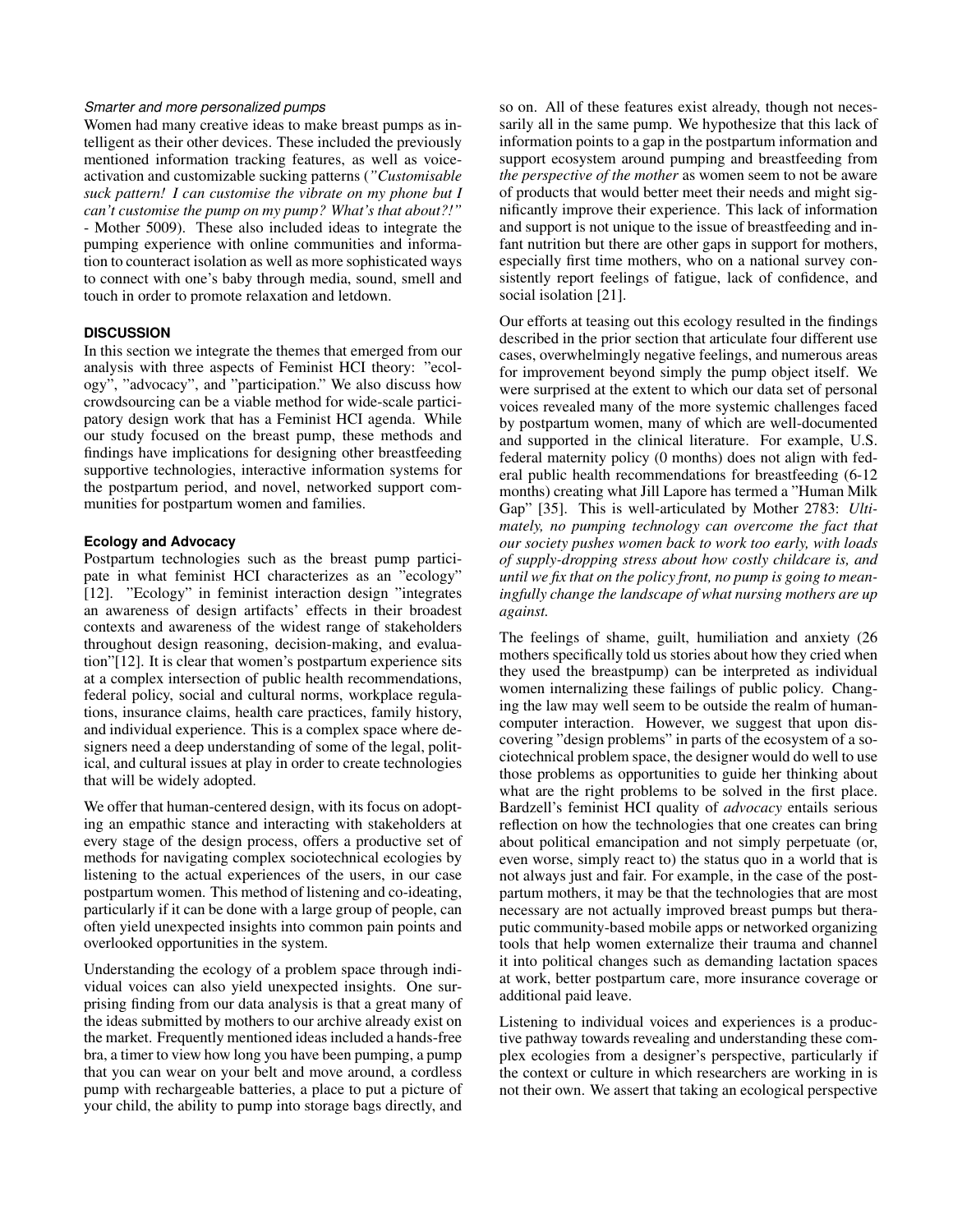*Smarter and more personalized pumps*

Women had many creative ideas to make breast pumps as intelligent as their other devices. These included the previously mentioned information tracking features, as well as voice-activation and customizable sucking patterns (*"Customisable suck pattern! I can customise the vibrate on my phone but I can't customise the pump on my pump? What's that about?!"* - Mother 5009). These also included ideas to integrate the pumping experience with online communities and information to counteract isolation as well as more sophisticated ways to connect with one's baby through media, sound, smell and touch in order to promote relaxation and letdown.

## DISCUSSION

In this section we integrate the themes that emerged from our analysis with three aspects of Feminist HCI theory: "ecology", "advocacy", and "participation." We also discuss how crowdsourcing can be a viable method for wide-scale participatory design work that has a Feminist HCI agenda. While our study focused on the breast pump, these methods and findings have implications for designing other breastfeeding supportive technologies, interactive information systems for the postpartum period, and novel, networked support communities for postpartum women and families.

### Ecology and Advocacy

Postpartum technologies such as the breast pump participate in what feminist HCI characterizes as an "ecology" [12]. "Ecology" in feminist interaction design "integrates an awareness of design artifacts' effects in their broadest contexts and awareness of the widest range of stakeholders throughout design reasoning, decision-making, and evaluation"[12]. It is clear that women's postpartum experience sits at a complex intersection of public health recommendations, federal policy, social and cultural norms, workplace regulations, insurance claims, health care practices, family history, and individual experience. This is a complex space where designers need a deep understanding of some of the legal, political, and cultural issues at play in order to create technologies that will be widely adopted.

We offer that human-centered design, with its focus on adopting an empathic stance and interacting with stakeholders at every stage of the design process, offers a productive set of methods for navigating complex sociotechnical ecologies by listening to the actual experiences of the users, in our case postpartum women. This method of listening and co-ideating, particularly if it can be done with a large group of people, can often yield unexpected insights into common pain points and overlooked opportunities in the system.

Understanding the ecology of a problem space through individual voices can also yield unexpected insights. One surprising finding from our data analysis is that a great many of the ideas submitted by mothers to our archive already exist on the market. Frequently mentioned ideas included a hands-free bra, a timer to view how long you have been pumping, a pump that you can wear on your belt and move around, a cordless pump with rechargeable batteries, a place to put a picture of your child, the ability to pump into storage bags directly, and so on. All of these features exist already, though not necessarily all in the same pump. We hypothesize that this lack of information points to a gap in the postpartum information and support ecosystem around pumping and breastfeeding from *the perspective of the mother* as women seem to not be aware of products that would better meet their needs and might significantly improve their experience. This lack of information and support is not unique to the issue of breastfeeding and infant nutrition but there are other gaps in support for mothers, especially first time mothers, who on a national survey consistently report feelings of fatigue, lack of confidence, and social isolation [21].

Our efforts at teasing out this ecology resulted in the findings described in the prior section that articulate four different use cases, overwhelmingly negative feelings, and numerous areas for improvement beyond simply the pump object itself. We were surprised at the extent to which our data set of personal voices revealed many of the more systemic challenges faced by postpartum women, many of which are well-documented and supported in the clinical literature. For example, U.S. federal maternity policy (0 months) does not align with federal public health recommendations for breastfeeding (6-12 months) creating what Jill Lapore has termed a "Human Milk Gap" [35]. This is well-articulated by Mother 2783: *Ultimately, no pumping technology can overcome the fact that our society pushes women back to work too early, with loads of supply-dropping stress about how costly childcare is, and until we fix that on the policy front, no pump is going to meaningfully change the landscape of what nursing mothers are up against.*

The feelings of shame, guilt, humiliation and anxiety (26 mothers specifically told us stories about how they cried when they used the breastpump) can be interpreted as individual women internalizing these failings of public policy. Changing the law may well seem to be outside the realm of human-computer interaction. However, we suggest that upon discovering "design problems" in parts of the ecosystem of a sociotechnical problem space, the designer would do well to use those problems as opportunities to guide her thinking about what are the right problems to be solved in the first place. Bardzell's feminist HCI quality of *advocacy* entails serious reflection on how the technologies that one creates can bring about political emancipation and not simply perpetuate (or, even worse, simply react to) the status quo in a world that is not always just and fair. For example, in the case of the postpartum mothers, it may be that the technologies that are most necessary are not actually improved breast pumps but therapeutic community-based mobile apps or networked organizing tools that help women externalize their trauma and channel it into political changes such as demanding lactation spaces at work, better postpartum care, more insurance coverage or additional paid leave.

Listening to individual voices and experiences is a productive pathway towards revealing and understanding these complex ecologies from a designer's perspective, particularly if the context or culture in which researchers are working in is not their own. We assert that taking an ecological perspective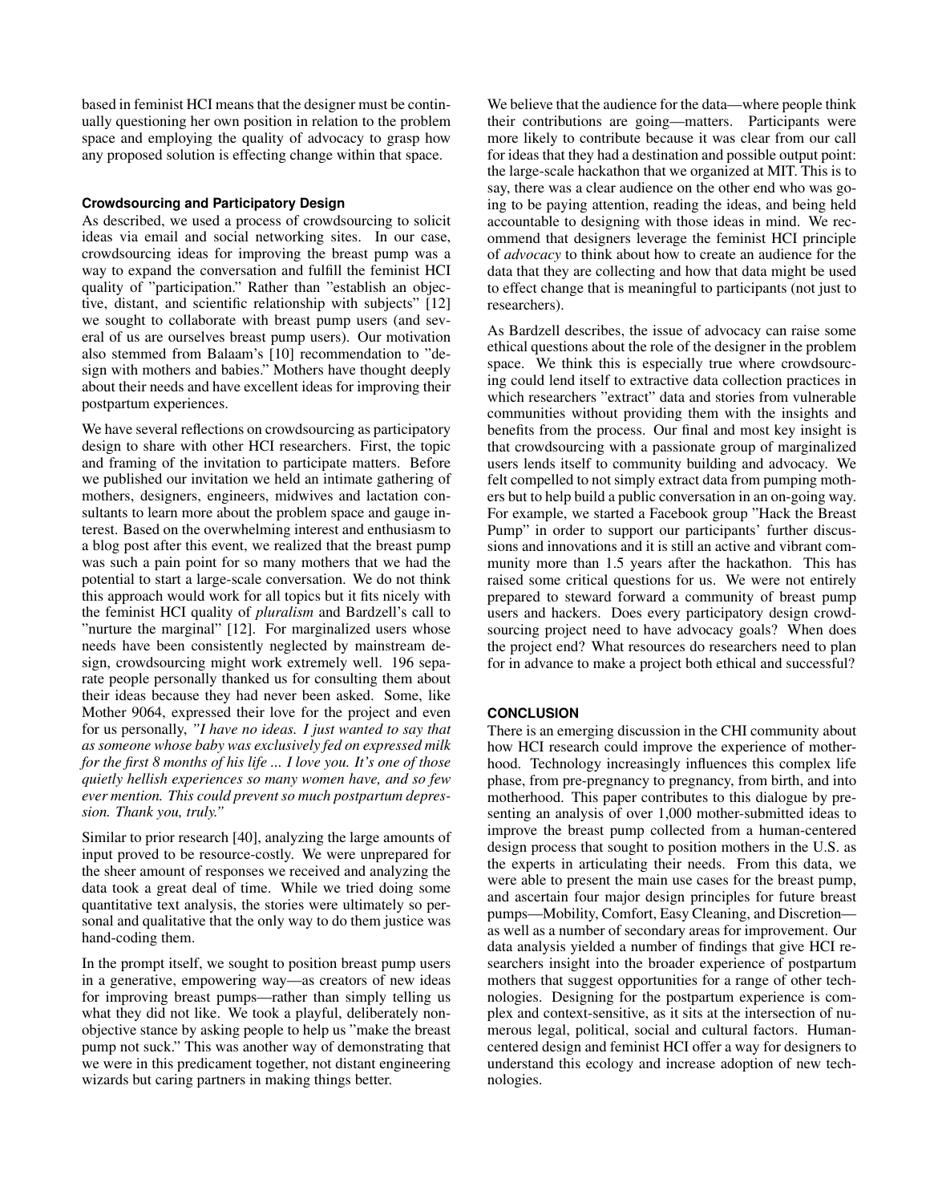based in feminist HCI means that the designer must be continually questioning her own position in relation to the problem space and employing the quality of advocacy to grasp how any proposed solution is effecting change within that space.

### Crowdsourcing and Participatory Design

As described, we used a process of crowdsourcing to solicit ideas via email and social networking sites. In our case, crowdsourcing ideas for improving the breast pump was a way to expand the conversation and fulfill the feminist HCI quality of "participation." Rather than "establish an objective, distant, and scientific relationship with subjects" [12] we sought to collaborate with breast pump users (and several of us are ourselves breast pump users). Our motivation also stemmed from Balaam's [10] recommendation to "design with mothers and babies." Mothers have thought deeply about their needs and have excellent ideas for improving their postpartum experiences.

We have several reflections on crowdsourcing as participatory design to share with other HCI researchers. First, the topic and framing of the invitation to participate matters. Before we published our invitation we held an intimate gathering of mothers, designers, engineers, midwives and lactation consultants to learn more about the problem space and gauge interest. Based on the overwhelming interest and enthusiasm to a blog post after this event, we realized that the breast pump was such a pain point for so many mothers that we had the potential to start a large-scale conversation. We do not think this approach would work for all topics but it fits nicely with the feminist HCI quality of *pluralism* and Bardzell's call to "nurture the marginal" [12]. For marginalized users whose needs have been consistently neglected by mainstream design, crowdsourcing might work extremely well. 196 separate people personally thanked us for consulting them about their ideas because they had never been asked. Some, like Mother 9064, expressed their love for the project and even for us personally, *"I have no ideas. I just wanted to say that as someone whose baby was exclusively fed on expressed milk for the first 8 months of his life ... I love you. It's one of those quietly hellish experiences so many women have, and so few ever mention. This could prevent so much postpartum depression. Thank you, truly."*

Similar to prior research [40], analyzing the large amounts of input proved to be resource-costly. We were unprepared for the sheer amount of responses we received and analyzing the data took a great deal of time. While we tried doing some quantitative text analysis, the stories were ultimately so personal and qualitative that the only way to do them justice was hand-coding them.

In the prompt itself, we sought to position breast pump users in a generative, empowering way—as creators of new ideas for improving breast pumps—rather than simply telling us what they did not like. We took a playful, deliberately non-objective stance by asking people to help us "make the breast pump not suck." This was another way of demonstrating that we were in this predicament together, not distant engineering wizards but caring partners in making things better.

We believe that the audience for the data—where people think their contributions are going—matters. Participants were more likely to contribute because it was clear from our call for ideas that they had a destination and possible output point: the large-scale hackathon that we organized at MIT. This is to say, there was a clear audience on the other end who was going to be paying attention, reading the ideas, and being held accountable to designing with those ideas in mind. We recommend that designers leverage the feminist HCI principle of *advocacy* to think about how to create an audience for the data that they are collecting and how that data might be used to effect change that is meaningful to participants (not just to researchers).

As Bardzell describes, the issue of advocacy can raise some ethical questions about the role of the designer in the problem space. We think this is especially true where crowdsourcing could lend itself to extractive data collection practices in which researchers "extract" data and stories from vulnerable communities without providing them with the insights and benefits from the process. Our final and most key insight is that crowdsourcing with a passionate group of marginalized users lends itself to community building and advocacy. We felt compelled to not simply extract data from pumping mothers but to help build a public conversation in an on-going way. For example, we started a Facebook group "Hack the Breast Pump" in order to support our participants' further discussions and innovations and it is still an active and vibrant community more than 1.5 years after the hackathon. This has raised some critical questions for us. We were not entirely prepared to steward forward a community of breast pump users and hackers. Does every participatory design crowdsourcing project need to have advocacy goals? When does the project end? What resources do researchers need to plan for in advance to make a project both ethical and successful?

## CONCLUSION

There is an emerging discussion in the CHI community about how HCI research could improve the experience of motherhood. Technology increasingly influences this complex life phase, from pre-pregnancy to pregnancy, from birth, and into motherhood. This paper contributes to this dialogue by presenting an analysis of over 1,000 mother-submitted ideas to improve the breast pump collected from a human-centered design process that sought to position mothers in the U.S. as the experts in articulating their needs. From this data, we were able to present the main use cases for the breast pump, and ascertain four major design principles for future breast pumps—Mobility, Comfort, Easy Cleaning, and Discretion—as well as a number of secondary areas for improvement. Our data analysis yielded a number of findings that give HCI researchers insight into the broader experience of postpartum mothers that suggest opportunities for a range of other technologies. Designing for the postpartum experience is complex and context-sensitive, as it sits at the intersection of numerous legal, political, social and cultural factors. Human-centered design and feminist HCI offer a way for designers to understand this ecology and increase adoption of new technologies.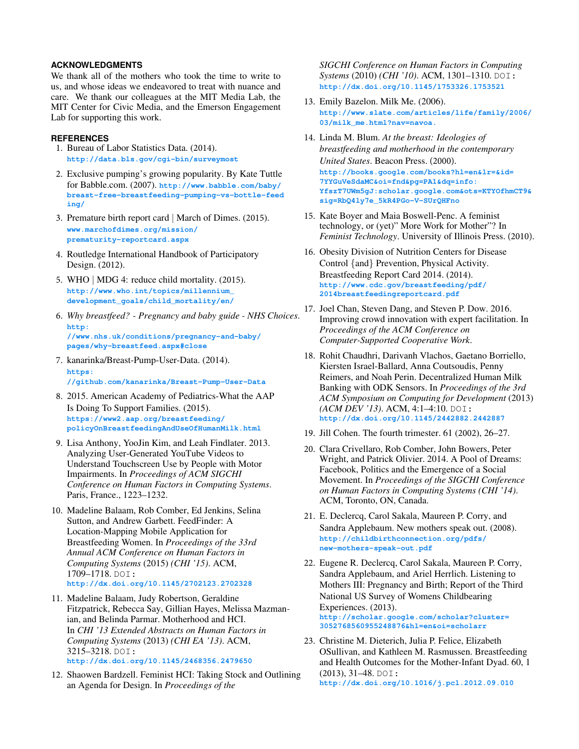## ACKNOWLEDGMENTS

We thank all of the mothers who took the time to write to us, and whose ideas we endeavored to treat with nuance and care. We thank our colleagues at the MIT Media Lab, the MIT Center for Civic Media, and the Emerson Engagement Lab for supporting this work.

## REFERENCES

1. Bureau of Labor Statistics Data. (2014). http://data.bls.gov/cgi-bin/surveymost
2. Exclusive pumping's growing popularity. By Kate Tuttle for Babble.com. (2007). http://www.babble.com/baby/breast-free-breastfeeding-pumping-vs-bottle-feeding/
3. Premature birth report card | March of Dimes. (2015). www.marchofdimes.org/mission/prematurity-reportcard.aspx
4. Routledge International Handbook of Participatory Design. (2012).
5. WHO | MDG 4: reduce child mortality. (2015). http://www.who.int/topics/millennium_development_goals/child_mortality/en/
6. *Why breastfeed? - Pregnancy and baby guide - NHS Choices*. http://www.nhs.uk/conditions/pregnancy-and-baby/pages/why-breastfeed.aspx#close
7. kanarinka/Breast-Pump-User-Data. (2014). https://github.com/kanarinka/Breast-Pump-User-Data
8. 2015. American Academy of Pediatrics-What the AAP Is Doing To Support Families. (2015). https://www2.aap.org/breastfeeding/policyOnBreastfeedingAndUseOfHumanMilk.html
9. Lisa Anthony, YooJin Kim, and Leah Findlater. 2013. Analyzing User-Generated YouTube Videos to Understand Touchscreen Use by People with Motor Impairments. In *Proceedings of ACM SIGCHI Conference on Human Factors in Computing Systems*. Paris, France., 1223–1232.
10. Madeline Balaam, Rob Comber, Ed Jenkins, Selina Sutton, and Andrew Garbett. FeedFinder: A Location-Mapping Mobile Application for Breastfeeding Women. In *Proceedings of the 33rd Annual ACM Conference on Human Factors in Computing Systems* (2015) *(CHI '15)*. ACM, 1709–1718. DOI: http://dx.doi.org/10.1145/2702123.2702328
11. Madeline Balaam, Judy Robertson, Geraldine Fitzpatrick, Rebecca Say, Gillian Hayes, Melissa Mazmanian, and Belinda Parmar. Motherhood and HCI. In *CHI '13 Extended Abstracts on Human Factors in Computing Systems* (2013) *(CHI EA '13)*. ACM, 3215–3218. DOI: http://dx.doi.org/10.1145/2468356.2479650
12. Shaowen Bardzell. Feminist HCI: Taking Stock and Outlining an Agenda for Design. In *Proceedings of the SIGCHI Conference on Human Factors in Computing Systems* (2010) *(CHI '10)*. ACM, 1301–1310. DOI: http://dx.doi.org/10.1145/1753326.1753521
13. Emily Bazelon. Milk Me. (2006). http://www.slate.com/articles/life/family/2006/03/milk_me.html?nav=navoa.
14. Linda M. Blum. *At the breast: Ideologies of breastfeeding and motherhood in the contemporary United States*. Beacon Press. (2000). http://books.google.com/books?hl=en&lr=&id=7YYGuVeSdaMC&oi=fnd&pg=PA1&dq=info:YfszT7UWm5gJ:scholar.google.com&ots=KTYOfhmCT9&sig=RbQ4ly7e_5kR4PGo-V-SUrQHFno
15. Kate Boyer and Maia Boswell-Penc. A feminist technology, or (yet)" More Work for Mother"? In *Feminist Technology*. University of Illinois Press. (2010).
16. Obesity Division of Nutrition Centers for Disease Control {and} Prevention, Physical Activity. Breastfeeding Report Card 2014. (2014). http://www.cdc.gov/breastfeeding/pdf/2014breastfeedingreportcard.pdf
17. Joel Chan, Steven Dang, and Steven P. Dow. 2016. Improving crowd innovation with expert facilitation. In *Proceedings of the ACM Conference on Computer-Supported Cooperative Work*.
18. Rohit Chaudhri, Darivanh Vlachos, Gaetano Borriello, Kiersten Israel-Ballard, Anna Coutsoudis, Penny Reimers, and Noah Perin. Decentralized Human Milk Banking with ODK Sensors. In *Proceedings of the 3rd ACM Symposium on Computing for Development* (2013) *(ACM DEV '13)*. ACM, 4:1–4:10. DOI: http://dx.doi.org/10.1145/2442882.2442887
19. Jill Cohen. The fourth trimester. 61 (2002), 26–27.
20. Clara Crivellaro, Rob Comber, John Bowers, Peter Wright, and Patrick Olivier. 2014. A Pool of Dreams: Facebook, Politics and the Emergence of a Social Movement. In *Proceedings of the SIGCHI Conference on Human Factors in Computing Systems (CHI '14)*. ACM, Toronto, ON, Canada.
21. E. Declercq, Carol Sakala, Maureen P. Corry, and Sandra Applebaum. New mothers speak out. (2008). http://childbirthconnection.org/pdfs/new-mothers-speak-out.pdf
22. Eugene R. Declercq, Carol Sakala, Maureen P. Corry, Sandra Applebaum, and Ariel Herrlich. Listening to Mothers III: Pregnancy and Birth; Report of the Third National US Survey of Womens Childbearing Experiences. (2013). http://scholar.google.com/scholar?cluster=3052768560955248876&hl=en&oi=scholarr
23. Christine M. Dieterich, Julia P. Felice, Elizabeth OSullivan, and Kathleen M. Rasmussen. Breastfeeding and Health Outcomes for the Mother-Infant Dyad. 60, 1 (2013), 31–48. DOI: http://dx.doi.org/10.1016/j.pcl.2012.09.010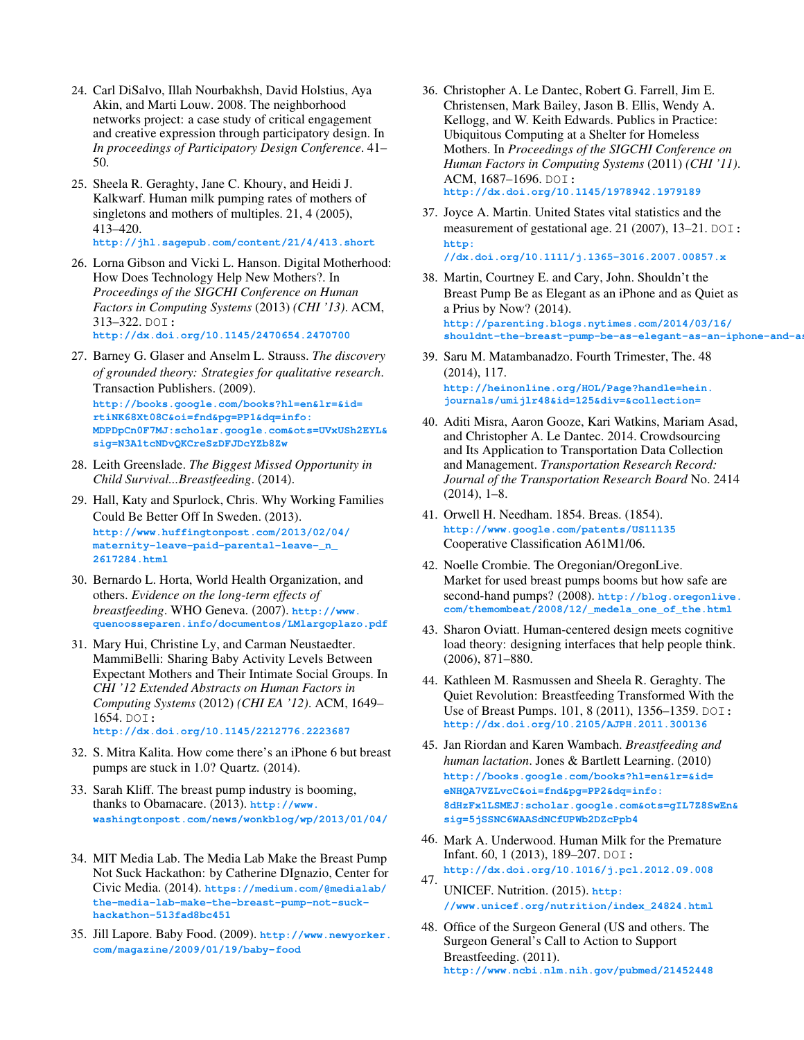24. Carl DiSalvo, Illah Nourbakhsh, David Holstius, Aya Akin, and Marti Louw. 2008. The neighborhood networks project: a case study of critical engagement and creative expression through participatory design. In *In proceedings of Participatory Design Conference*. 41–50.

25. Sheela R. Geraghty, Jane C. Khoury, and Heidi J. Kalkwarf. Human milk pumping rates of mothers of singletons and mothers of multiples. 21, 4 (2005), 413–420. http://jhl.sagepub.com/content/21/4/413.short

26. Lorna Gibson and Vicki L. Hanson. Digital Motherhood: How Does Technology Help New Mothers?. In *Proceedings of the SIGCHI Conference on Human Factors in Computing Systems* (2013) *(CHI '13)*. ACM, 313–322. DOI: http://dx.doi.org/10.1145/2470654.2470700

27. Barney G. Glaser and Anselm L. Strauss. *The discovery of grounded theory: Strategies for qualitative research*. Transaction Publishers. (2009). http://books.google.com/books?hl=en&lr=&id=rtiNK68Xt08C&oi=fnd&pg=PP1&dq=info:MDPDpCn0F7MJ:scholar.google.com&ots=UVxUSh2EYL&sig=N3A1tcNDvQKCreSzDFJDcYZb8Zw

28. Leith Greenslade. *The Biggest Missed Opportunity in Child Survival...Breastfeeding*. (2014).

29. Hall, Katy and Spurlock, Chris. Why Working Families Could Be Better Off In Sweden. (2013). http://www.huffingtonpost.com/2013/02/04/maternity-leave-paid-parental-leave-_n_2617284.html

30. Bernardo L. Horta, World Health Organization, and others. *Evidence on the long-term effects of breastfeeding*. WHO Geneva. (2007). http://www.quenoosseparen.info/documentos/LMlargoplazo.pdf

31. Mary Hui, Christine Ly, and Carman Neustaedter. MammiBelli: Sharing Baby Activity Levels Between Expectant Mothers and Their Intimate Social Groups. In *CHI '12 Extended Abstracts on Human Factors in Computing Systems* (2012) *(CHI EA '12)*. ACM, 1649–1654. DOI: http://dx.doi.org/10.1145/2212776.2223687

32. S. Mitra Kalita. How come there's an iPhone 6 but breast pumps are stuck in 1.0? Quartz. (2014).

33. Sarah Kliff. The breast pump industry is booming, thanks to Obamacare. (2013). http://www.washingtonpost.com/news/wonkblog/wp/2013/01/04/

34. MIT Media Lab. The Media Lab Make the Breast Pump Not Suck Hackathon: by Catherine DIgnazio, Center for Civic Media. (2014). https://medium.com/@medialab/the-media-lab-make-the-breast-pump-not-suck-hackathon-513fad8bc451

35. Jill Lapore. Baby Food. (2009). http://www.newyorker.com/magazine/2009/01/19/baby-food

36. Christopher A. Le Dantec, Robert G. Farrell, Jim E. Christensen, Mark Bailey, Jason B. Ellis, Wendy A. Kellogg, and W. Keith Edwards. Publics in Practice: Ubiquitous Computing at a Shelter for Homeless Mothers. In *Proceedings of the SIGCHI Conference on Human Factors in Computing Systems* (2011) *(CHI '11)*. ACM, 1687–1696. DOI: http://dx.doi.org/10.1145/1978942.1979189

37. Joyce A. Martin. United States vital statistics and the measurement of gestational age. 21 (2007), 13–21. DOI: http://dx.doi.org/10.1111/j.1365-3016.2007.00857.x

38. Martin, Courtney E. and Cary, John. Shouldn't the Breast Pump Be as Elegant as an iPhone and as Quiet as a Prius by Now? (2014). http://parenting.blogs.nytimes.com/2014/03/16/shouldnt-the-breast-pump-be-as-elegant-as-an-iphone-and-as

39. Saru M. Matambanadzo. Fourth Trimester, The. 48 (2014), 117. http://heinonline.org/HOL/Page?handle=hein.journals/umijlr48&id=125&div=&collection=

40. Aditi Misra, Aaron Gooze, Kari Watkins, Mariam Asad, and Christopher A. Le Dantec. 2014. Crowdsourcing and Its Application to Transportation Data Collection and Management. *Transportation Research Record: Journal of the Transportation Research Board* No. 2414 (2014), 1–8.

41. Orwell H. Needham. 1854. Breas. (1854). http://www.google.com/patents/US11135 Cooperative Classification A61M1/06.

42. Noelle Crombie. The Oregonian/OregonLive. Market for used breast pumps booms but how safe are second-hand pumps? (2008). http://blog.oregonlive.com/themombeat/2008/12/_medela_one_of_the.html

43. Sharon Oviatt. Human-centered design meets cognitive load theory: designing interfaces that help people think. (2006), 871–880.

44. Kathleen M. Rasmussen and Sheela R. Geraghty. The Quiet Revolution: Breastfeeding Transformed With the Use of Breast Pumps. 101, 8 (2011), 1356–1359. DOI: http://dx.doi.org/10.2105/AJPH.2011.300136

45. Jan Riordan and Karen Wambach. *Breastfeeding and human lactation*. Jones & Bartlett Learning. (2010) http://books.google.com/books?hl=en&lr=&id=eNHQA7VZLvcC&oi=fnd&pg=PP2&dq=info:8dHzFx1LSMEJ:scholar.google.com&ots=gIL7Z8SwEn&sig=5jSSNC6WAASdNCfUPWb2DZcPpb4

46. Mark A. Underwood. Human Milk for the Premature Infant. 60, 1 (2013), 189–207. DOI: http://dx.doi.org/10.1016/j.pcl.2012.09.008

47. UNICEF. Nutrition. (2015). http://www.unicef.org/nutrition/index_24824.html

48. Office of the Surgeon General (US and others. The Surgeon General's Call to Action to Support Breastfeeding. (2011). http://www.ncbi.nlm.nih.gov/pubmed/21452448